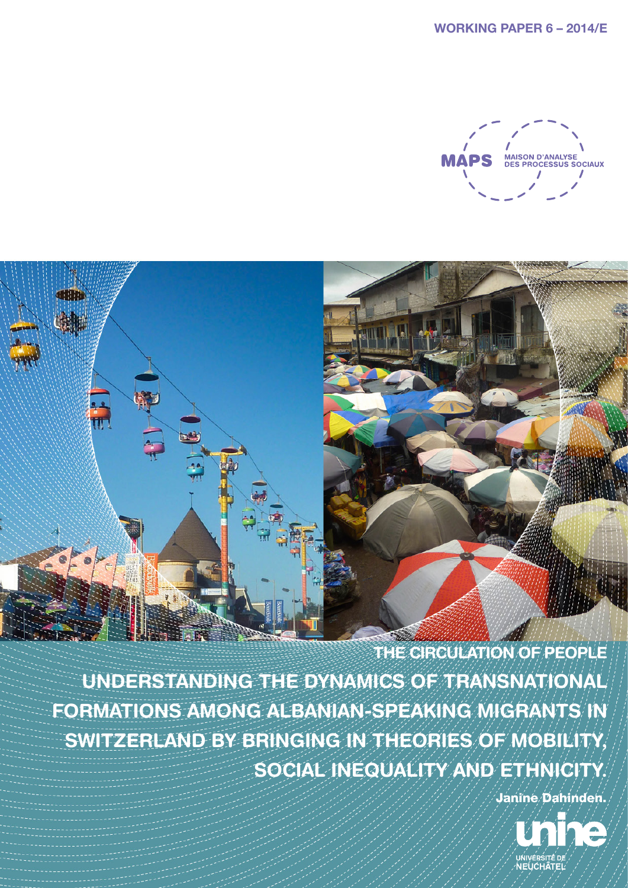**WORKING PAPER 6 – 2014/E**

MAPS
MAISON D'ANALYSE DES PROCESSUS SOCIAUX

THE CIRCULATION OF PEOPLE

# UNDERSTANDING THE DYNAMICS OF TRANSNATIONAL FORMATIONS AMONG ALBANIAN-SPEAKING MIGRANTS IN SWITZERLAND BY BRINGING IN THEORIES OF MOBILITY, SOCIAL INEQUALITY AND ETHNICITY.

Janine Dahinden.

UNIVERSITÉ DE NEUCHÂTEL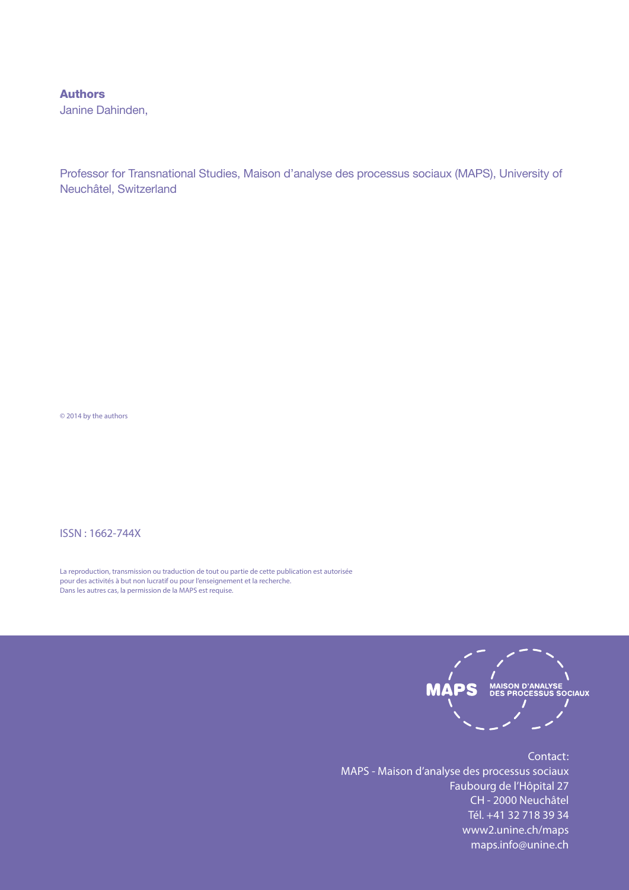**Authors**

Janine Dahinden,

Professor for Transnational Studies, Maison d'analyse des processus sociaux (MAPS), University of Neuchâtel, Switzerland

© 2014 by the authors

ISSN : 1662-744X

La reproduction, transmission ou traduction de tout ou partie de cette publication est autorisée pour des activités à but non lucratif ou pour l'enseignement et la recherche.
Dans les autres cas, la permission de la MAPS est requise.

MAPS MAISON D'ANALYSE DES PROCESSUS SOCIAUX

Contact:
MAPS - Maison d'analyse des processus sociaux
Faubourg de l'Hôpital 27
CH - 2000 Neuchâtel
Tél. +41 32 718 39 34
www2.unine.ch/maps
maps.info@unine.ch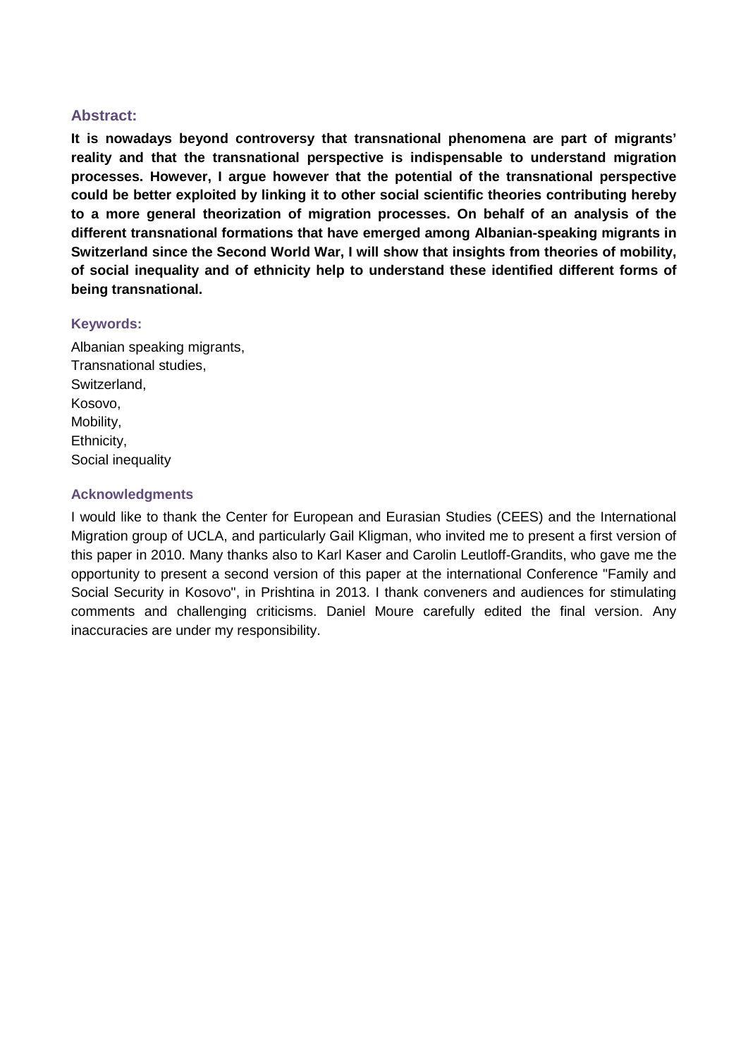### Abstract:

**It is nowadays beyond controversy that transnational phenomena are part of migrants' reality and that the transnational perspective is indispensable to understand migration processes. However, I argue however that the potential of the transnational perspective could be better exploited by linking it to other social scientific theories contributing hereby to a more general theorization of migration processes. On behalf of an analysis of the different transnational formations that have emerged among Albanian-speaking migrants in Switzerland since the Second World War, I will show that insights from theories of mobility, of social inequality and of ethnicity help to understand these identified different forms of being transnational.**

### Keywords:

Albanian speaking migrants,
Transnational studies,
Switzerland,
Kosovo,
Mobility,
Ethnicity,
Social inequality

### Acknowledgments

I would like to thank the Center for European and Eurasian Studies (CEES) and the International Migration group of UCLA, and particularly Gail Kligman, who invited me to present a first version of this paper in 2010. Many thanks also to Karl Kaser and Carolin Leutloff-Grandits, who gave me the opportunity to present a second version of this paper at the international Conference "Family and Social Security in Kosovo", in Prishtina in 2013. I thank conveners and audiences for stimulating comments and challenging criticisms. Daniel Moure carefully edited the final version. Any inaccuracies are under my responsibility.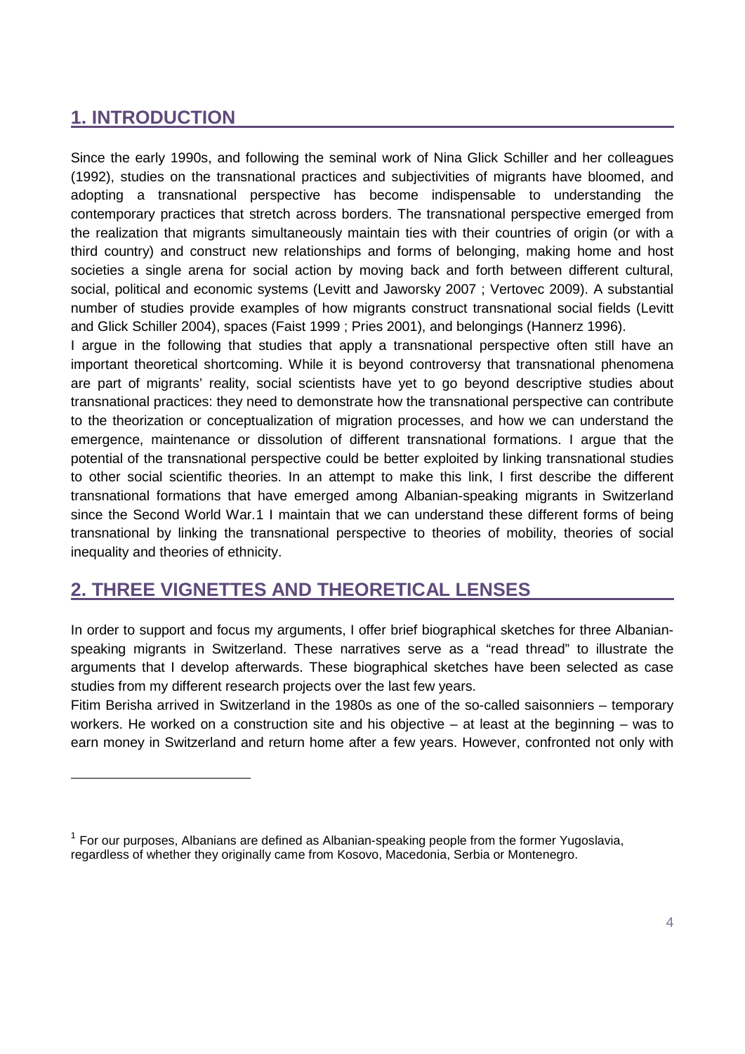## 1. INTRODUCTION

Since the early 1990s, and following the seminal work of Nina Glick Schiller and her colleagues (1992), studies on the transnational practices and subjectivities of migrants have bloomed, and adopting a transnational perspective has become indispensable to understanding the contemporary practices that stretch across borders. The transnational perspective emerged from the realization that migrants simultaneously maintain ties with their countries of origin (or with a third country) and construct new relationships and forms of belonging, making home and host societies a single arena for social action by moving back and forth between different cultural, social, political and economic systems (Levitt and Jaworsky 2007 ; Vertovec 2009). A substantial number of studies provide examples of how migrants construct transnational social fields (Levitt and Glick Schiller 2004), spaces (Faist 1999 ; Pries 2001), and belongings (Hannerz 1996).

I argue in the following that studies that apply a transnational perspective often still have an important theoretical shortcoming. While it is beyond controversy that transnational phenomena are part of migrants' reality, social scientists have yet to go beyond descriptive studies about transnational practices: they need to demonstrate how the transnational perspective can contribute to the theorization or conceptualization of migration processes, and how we can understand the emergence, maintenance or dissolution of different transnational formations. I argue that the potential of the transnational perspective could be better exploited by linking transnational studies to other social scientific theories. In an attempt to make this link, I first describe the different transnational formations that have emerged among Albanian-speaking migrants in Switzerland since the Second World War.[1] I maintain that we can understand these different forms of being transnational by linking the transnational perspective to theories of mobility, theories of social inequality and theories of ethnicity.

## 2. THREE VIGNETTES AND THEORETICAL LENSES

In order to support and focus my arguments, I offer brief biographical sketches for three Albanian-speaking migrants in Switzerland. These narratives serve as a "read thread" to illustrate the arguments that I develop afterwards. These biographical sketches have been selected as case studies from my different research projects over the last few years.

Fitim Berisha arrived in Switzerland in the 1980s as one of the so-called saisonniers – temporary workers. He worked on a construction site and his objective – at least at the beginning – was to earn money in Switzerland and return home after a few years. However, confronted not only with

[1] For our purposes, Albanians are defined as Albanian-speaking people from the former Yugoslavia, regardless of whether they originally came from Kosovo, Macedonia, Serbia or Montenegro.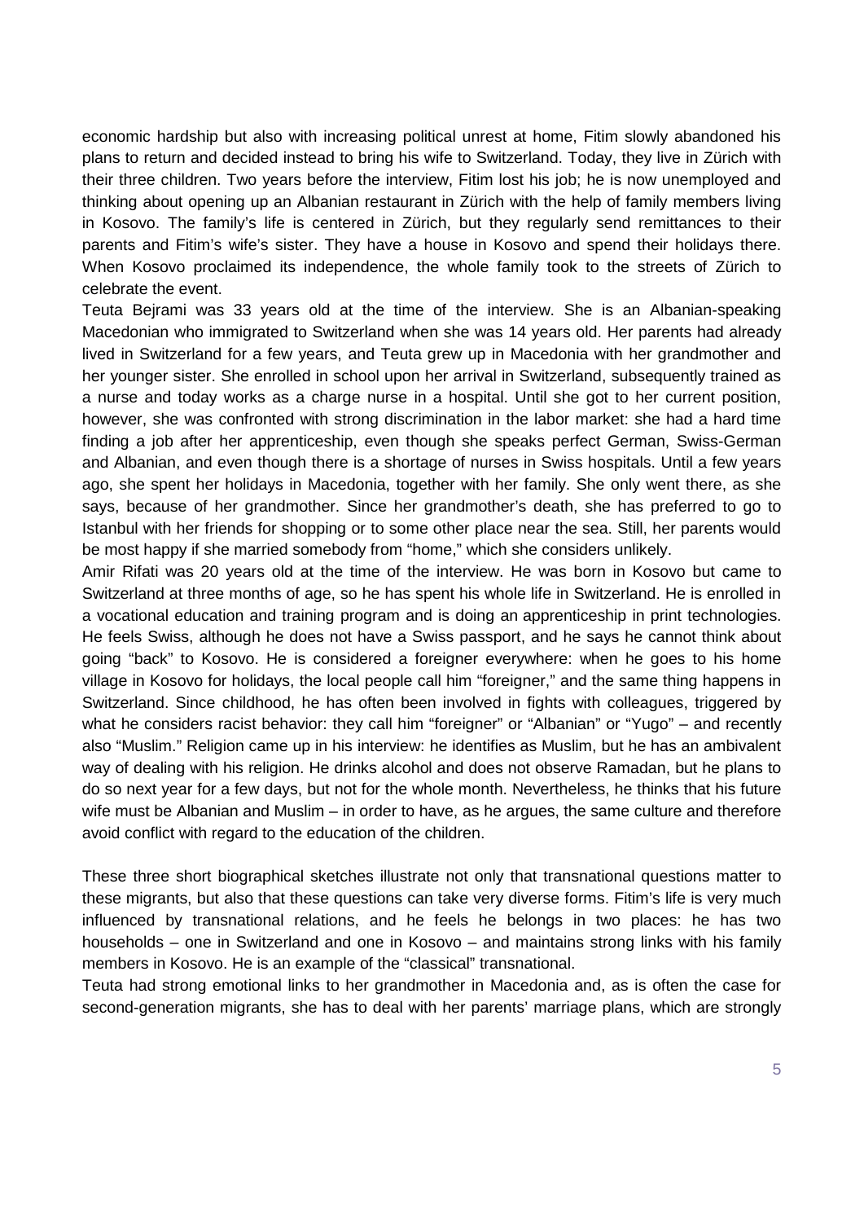economic hardship but also with increasing political unrest at home, Fitim slowly abandoned his plans to return and decided instead to bring his wife to Switzerland. Today, they live in Zürich with their three children. Two years before the interview, Fitim lost his job; he is now unemployed and thinking about opening up an Albanian restaurant in Zürich with the help of family members living in Kosovo. The family's life is centered in Zürich, but they regularly send remittances to their parents and Fitim's wife's sister. They have a house in Kosovo and spend their holidays there. When Kosovo proclaimed its independence, the whole family took to the streets of Zürich to celebrate the event.

Teuta Bejrami was 33 years old at the time of the interview. She is an Albanian-speaking Macedonian who immigrated to Switzerland when she was 14 years old. Her parents had already lived in Switzerland for a few years, and Teuta grew up in Macedonia with her grandmother and her younger sister. She enrolled in school upon her arrival in Switzerland, subsequently trained as a nurse and today works as a charge nurse in a hospital. Until she got to her current position, however, she was confronted with strong discrimination in the labor market: she had a hard time finding a job after her apprenticeship, even though she speaks perfect German, Swiss-German and Albanian, and even though there is a shortage of nurses in Swiss hospitals. Until a few years ago, she spent her holidays in Macedonia, together with her family. She only went there, as she says, because of her grandmother. Since her grandmother's death, she has preferred to go to Istanbul with her friends for shopping or to some other place near the sea. Still, her parents would be most happy if she married somebody from "home," which she considers unlikely.

Amir Rifati was 20 years old at the time of the interview. He was born in Kosovo but came to Switzerland at three months of age, so he has spent his whole life in Switzerland. He is enrolled in a vocational education and training program and is doing an apprenticeship in print technologies. He feels Swiss, although he does not have a Swiss passport, and he says he cannot think about going "back" to Kosovo. He is considered a foreigner everywhere: when he goes to his home village in Kosovo for holidays, the local people call him "foreigner," and the same thing happens in Switzerland. Since childhood, he has often been involved in fights with colleagues, triggered by what he considers racist behavior: they call him "foreigner" or "Albanian" or "Yugo" – and recently also "Muslim." Religion came up in his interview: he identifies as Muslim, but he has an ambivalent way of dealing with his religion. He drinks alcohol and does not observe Ramadan, but he plans to do so next year for a few days, but not for the whole month. Nevertheless, he thinks that his future wife must be Albanian and Muslim – in order to have, as he argues, the same culture and therefore avoid conflict with regard to the education of the children.

These three short biographical sketches illustrate not only that transnational questions matter to these migrants, but also that these questions can take very diverse forms. Fitim's life is very much influenced by transnational relations, and he feels he belongs in two places: he has two households – one in Switzerland and one in Kosovo – and maintains strong links with his family members in Kosovo. He is an example of the "classical" transnational.

Teuta had strong emotional links to her grandmother in Macedonia and, as is often the case for second-generation migrants, she has to deal with her parents' marriage plans, which are strongly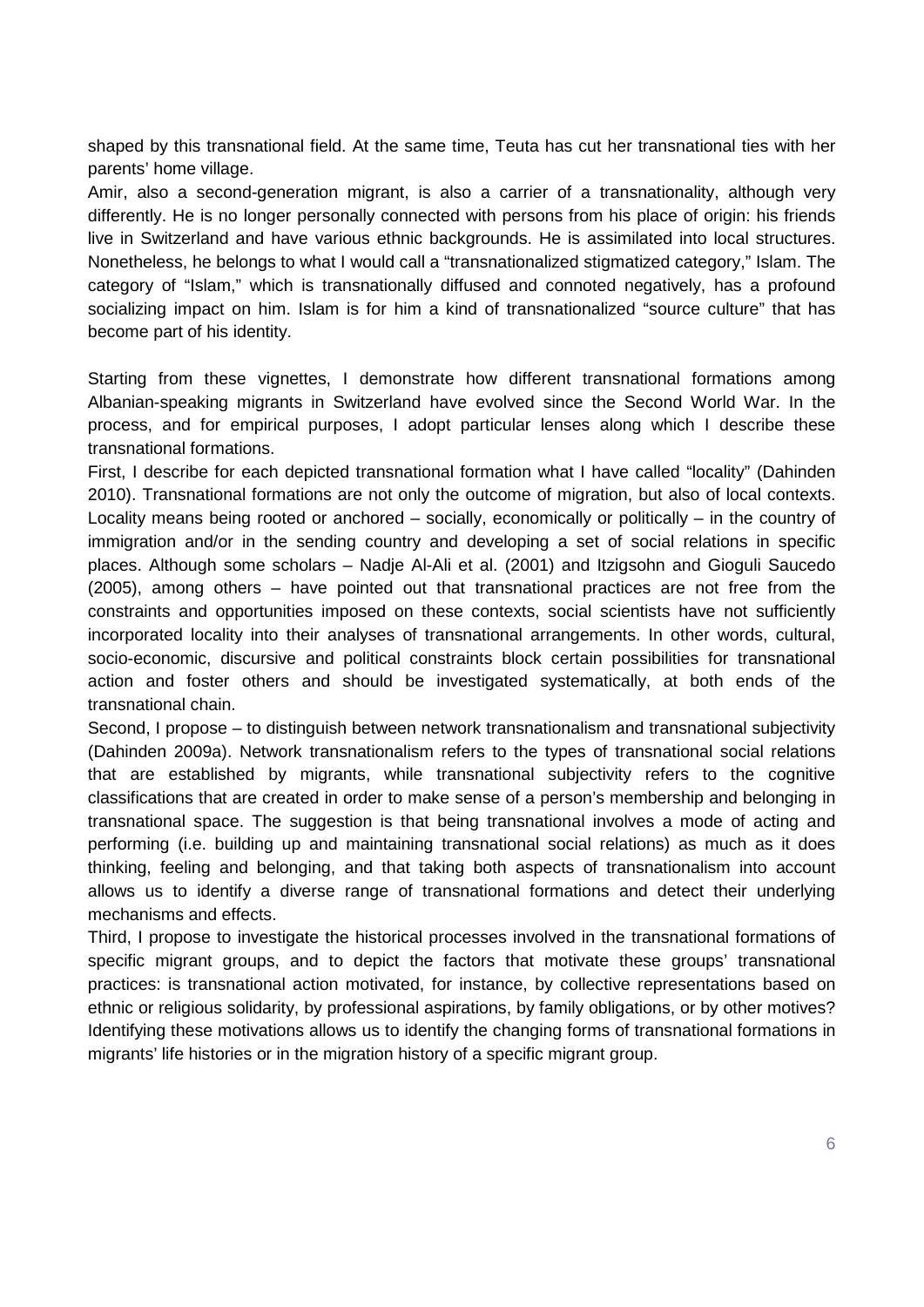shaped by this transnational field. At the same time, Teuta has cut her transnational ties with her parents' home village.

Amir, also a second-generation migrant, is also a carrier of a transnationality, although very differently. He is no longer personally connected with persons from his place of origin: his friends live in Switzerland and have various ethnic backgrounds. He is assimilated into local structures. Nonetheless, he belongs to what I would call a "transnationalized stigmatized category," Islam. The category of "Islam," which is transnationally diffused and connoted negatively, has a profound socializing impact on him. Islam is for him a kind of transnationalized "source culture" that has become part of his identity.

Starting from these vignettes, I demonstrate how different transnational formations among Albanian-speaking migrants in Switzerland have evolved since the Second World War. In the process, and for empirical purposes, I adopt particular lenses along which I describe these transnational formations.

First, I describe for each depicted transnational formation what I have called "locality" (Dahinden 2010). Transnational formations are not only the outcome of migration, but also of local contexts. Locality means being rooted or anchored – socially, economically or politically – in the country of immigration and/or in the sending country and developing a set of social relations in specific places. Although some scholars – Nadje Al-Ali et al. (2001) and Itzigsohn and Gioguli Saucedo (2005), among others – have pointed out that transnational practices are not free from the constraints and opportunities imposed on these contexts, social scientists have not sufficiently incorporated locality into their analyses of transnational arrangements. In other words, cultural, socio-economic, discursive and political constraints block certain possibilities for transnational action and foster others and should be investigated systematically, at both ends of the transnational chain.

Second, I propose – to distinguish between network transnationalism and transnational subjectivity (Dahinden 2009a). Network transnationalism refers to the types of transnational social relations that are established by migrants, while transnational subjectivity refers to the cognitive classifications that are created in order to make sense of a person's membership and belonging in transnational space. The suggestion is that being transnational involves a mode of acting and performing (i.e. building up and maintaining transnational social relations) as much as it does thinking, feeling and belonging, and that taking both aspects of transnationalism into account allows us to identify a diverse range of transnational formations and detect their underlying mechanisms and effects.

Third, I propose to investigate the historical processes involved in the transnational formations of specific migrant groups, and to depict the factors that motivate these groups' transnational practices: is transnational action motivated, for instance, by collective representations based on ethnic or religious solidarity, by professional aspirations, by family obligations, or by other motives? Identifying these motivations allows us to identify the changing forms of transnational formations in migrants' life histories or in the migration history of a specific migrant group.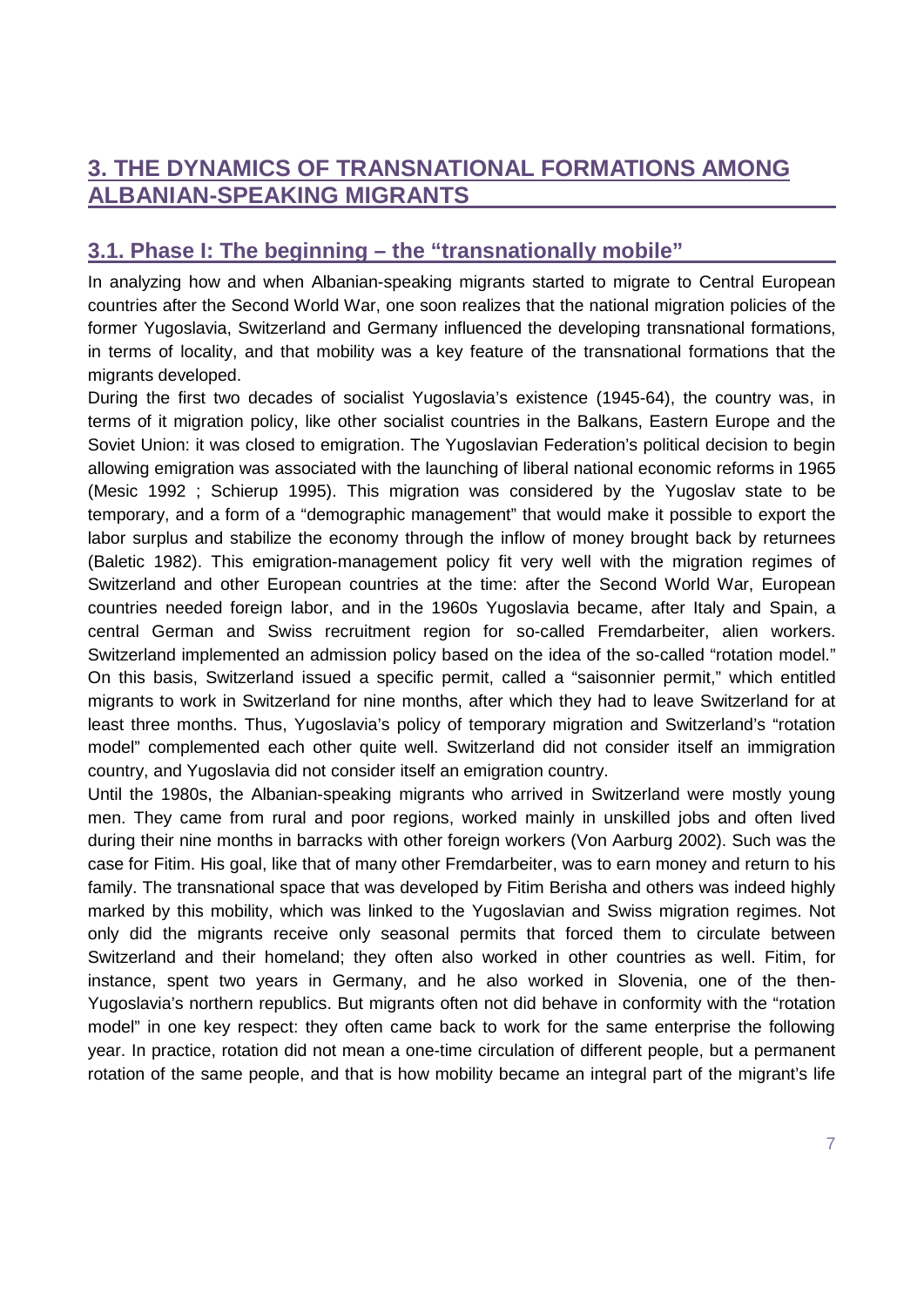## 3. THE DYNAMICS OF TRANSNATIONAL FORMATIONS AMONG ALBANIAN-SPEAKING MIGRANTS

### 3.1. Phase I: The beginning – the "transnationally mobile"

In analyzing how and when Albanian-speaking migrants started to migrate to Central European countries after the Second World War, one soon realizes that the national migration policies of the former Yugoslavia, Switzerland and Germany influenced the developing transnational formations, in terms of locality, and that mobility was a key feature of the transnational formations that the migrants developed.

During the first two decades of socialist Yugoslavia's existence (1945-64), the country was, in terms of it migration policy, like other socialist countries in the Balkans, Eastern Europe and the Soviet Union: it was closed to emigration. The Yugoslavian Federation's political decision to begin allowing emigration was associated with the launching of liberal national economic reforms in 1965 (Mesic 1992 ; Schierup 1995). This migration was considered by the Yugoslav state to be temporary, and a form of a "demographic management" that would make it possible to export the labor surplus and stabilize the economy through the inflow of money brought back by returnees (Baletic 1982). This emigration-management policy fit very well with the migration regimes of Switzerland and other European countries at the time: after the Second World War, European countries needed foreign labor, and in the 1960s Yugoslavia became, after Italy and Spain, a central German and Swiss recruitment region for so-called Fremdarbeiter, alien workers. Switzerland implemented an admission policy based on the idea of the so-called "rotation model." On this basis, Switzerland issued a specific permit, called a "saisonnier permit," which entitled migrants to work in Switzerland for nine months, after which they had to leave Switzerland for at least three months. Thus, Yugoslavia's policy of temporary migration and Switzerland's "rotation model" complemented each other quite well. Switzerland did not consider itself an immigration country, and Yugoslavia did not consider itself an emigration country.

Until the 1980s, the Albanian-speaking migrants who arrived in Switzerland were mostly young men. They came from rural and poor regions, worked mainly in unskilled jobs and often lived during their nine months in barracks with other foreign workers (Von Aarburg 2002). Such was the case for Fitim. His goal, like that of many other Fremdarbeiter, was to earn money and return to his family. The transnational space that was developed by Fitim Berisha and others was indeed highly marked by this mobility, which was linked to the Yugoslavian and Swiss migration regimes. Not only did the migrants receive only seasonal permits that forced them to circulate between Switzerland and their homeland; they often also worked in other countries as well. Fitim, for instance, spent two years in Germany, and he also worked in Slovenia, one of the then-Yugoslavia's northern republics. But migrants often not did behave in conformity with the "rotation model" in one key respect: they often came back to work for the same enterprise the following year. In practice, rotation did not mean a one-time circulation of different people, but a permanent rotation of the same people, and that is how mobility became an integral part of the migrant's life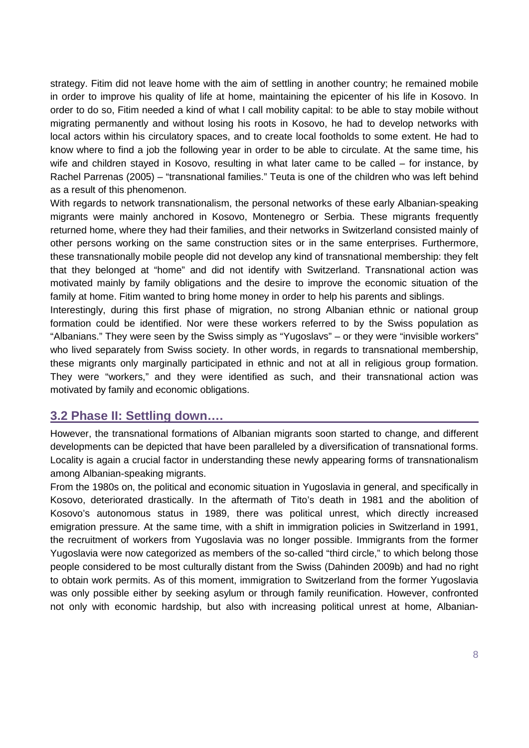strategy. Fitim did not leave home with the aim of settling in another country; he remained mobile in order to improve his quality of life at home, maintaining the epicenter of his life in Kosovo. In order to do so, Fitim needed a kind of what I call mobility capital: to be able to stay mobile without migrating permanently and without losing his roots in Kosovo, he had to develop networks with local actors within his circulatory spaces, and to create local footholds to some extent. He had to know where to find a job the following year in order to be able to circulate. At the same time, his wife and children stayed in Kosovo, resulting in what later came to be called – for instance, by Rachel Parrenas (2005) – "transnational families." Teuta is one of the children who was left behind as a result of this phenomenon.

With regards to network transnationalism, the personal networks of these early Albanian-speaking migrants were mainly anchored in Kosovo, Montenegro or Serbia. These migrants frequently returned home, where they had their families, and their networks in Switzerland consisted mainly of other persons working on the same construction sites or in the same enterprises. Furthermore, these transnationally mobile people did not develop any kind of transnational membership: they felt that they belonged at "home" and did not identify with Switzerland. Transnational action was motivated mainly by family obligations and the desire to improve the economic situation of the family at home. Fitim wanted to bring home money in order to help his parents and siblings.

Interestingly, during this first phase of migration, no strong Albanian ethnic or national group formation could be identified. Nor were these workers referred to by the Swiss population as "Albanians." They were seen by the Swiss simply as "Yugoslavs" – or they were "invisible workers" who lived separately from Swiss society. In other words, in regards to transnational membership, these migrants only marginally participated in ethnic and not at all in religious group formation. They were "workers," and they were identified as such, and their transnational action was motivated by family and economic obligations.

## 3.2 Phase II: Settling down….

However, the transnational formations of Albanian migrants soon started to change, and different developments can be depicted that have been paralleled by a diversification of transnational forms. Locality is again a crucial factor in understanding these newly appearing forms of transnationalism among Albanian-speaking migrants.

From the 1980s on, the political and economic situation in Yugoslavia in general, and specifically in Kosovo, deteriorated drastically. In the aftermath of Tito's death in 1981 and the abolition of Kosovo's autonomous status in 1989, there was political unrest, which directly increased emigration pressure. At the same time, with a shift in immigration policies in Switzerland in 1991, the recruitment of workers from Yugoslavia was no longer possible. Immigrants from the former Yugoslavia were now categorized as members of the so-called "third circle," to which belong those people considered to be most culturally distant from the Swiss (Dahinden 2009b) and had no right to obtain work permits. As of this moment, immigration to Switzerland from the former Yugoslavia was only possible either by seeking asylum or through family reunification. However, confronted not only with economic hardship, but also with increasing political unrest at home, Albanian-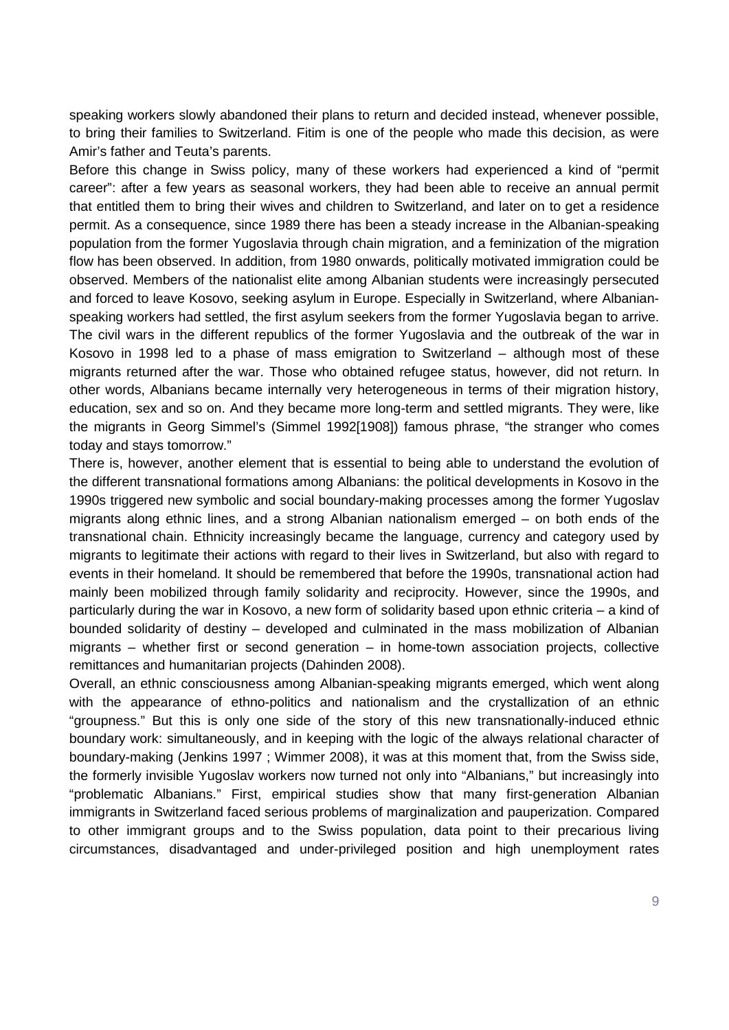speaking workers slowly abandoned their plans to return and decided instead, whenever possible, to bring their families to Switzerland. Fitim is one of the people who made this decision, as were Amir's father and Teuta's parents.

Before this change in Swiss policy, many of these workers had experienced a kind of "permit career": after a few years as seasonal workers, they had been able to receive an annual permit that entitled them to bring their wives and children to Switzerland, and later on to get a residence permit. As a consequence, since 1989 there has been a steady increase in the Albanian-speaking population from the former Yugoslavia through chain migration, and a feminization of the migration flow has been observed. In addition, from 1980 onwards, politically motivated immigration could be observed. Members of the nationalist elite among Albanian students were increasingly persecuted and forced to leave Kosovo, seeking asylum in Europe. Especially in Switzerland, where Albanian-speaking workers had settled, the first asylum seekers from the former Yugoslavia began to arrive. The civil wars in the different republics of the former Yugoslavia and the outbreak of the war in Kosovo in 1998 led to a phase of mass emigration to Switzerland – although most of these migrants returned after the war. Those who obtained refugee status, however, did not return. In other words, Albanians became internally very heterogeneous in terms of their migration history, education, sex and so on. And they became more long-term and settled migrants. They were, like the migrants in Georg Simmel's (Simmel 1992[1908]) famous phrase, "the stranger who comes today and stays tomorrow."

There is, however, another element that is essential to being able to understand the evolution of the different transnational formations among Albanians: the political developments in Kosovo in the 1990s triggered new symbolic and social boundary-making processes among the former Yugoslav migrants along ethnic lines, and a strong Albanian nationalism emerged – on both ends of the transnational chain. Ethnicity increasingly became the language, currency and category used by migrants to legitimate their actions with regard to their lives in Switzerland, but also with regard to events in their homeland. It should be remembered that before the 1990s, transnational action had mainly been mobilized through family solidarity and reciprocity. However, since the 1990s, and particularly during the war in Kosovo, a new form of solidarity based upon ethnic criteria – a kind of bounded solidarity of destiny – developed and culminated in the mass mobilization of Albanian migrants – whether first or second generation – in home-town association projects, collective remittances and humanitarian projects (Dahinden 2008).

Overall, an ethnic consciousness among Albanian-speaking migrants emerged, which went along with the appearance of ethno-politics and nationalism and the crystallization of an ethnic "groupness." But this is only one side of the story of this new transnationally-induced ethnic boundary work: simultaneously, and in keeping with the logic of the always relational character of boundary-making (Jenkins 1997 ; Wimmer 2008), it was at this moment that, from the Swiss side, the formerly invisible Yugoslav workers now turned not only into "Albanians," but increasingly into "problematic Albanians." First, empirical studies show that many first-generation Albanian immigrants in Switzerland faced serious problems of marginalization and pauperization. Compared to other immigrant groups and to the Swiss population, data point to their precarious living circumstances, disadvantaged and under-privileged position and high unemployment rates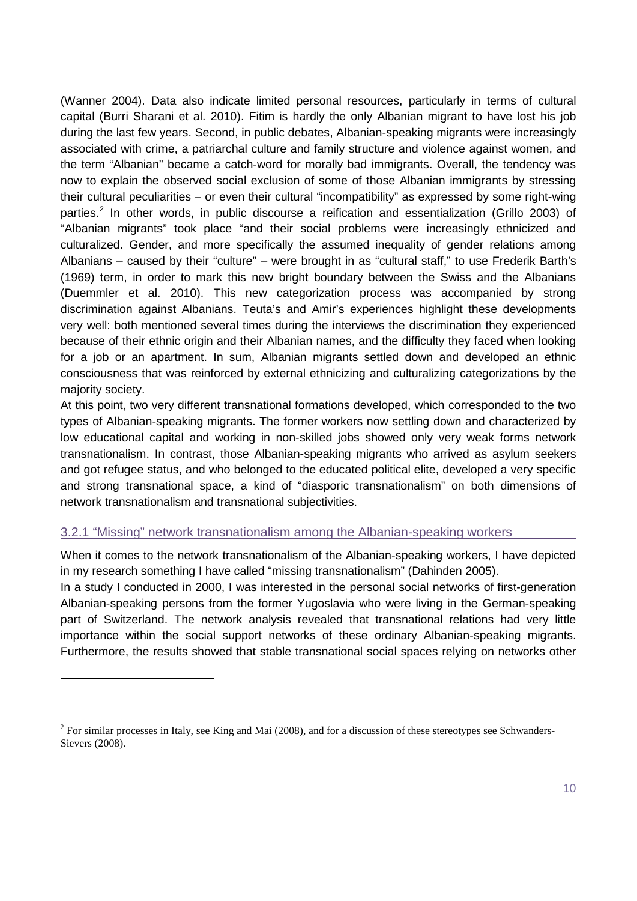(Wanner 2004). Data also indicate limited personal resources, particularly in terms of cultural capital (Burri Sharani et al. 2010). Fitim is hardly the only Albanian migrant to have lost his job during the last few years. Second, in public debates, Albanian-speaking migrants were increasingly associated with crime, a patriarchal culture and family structure and violence against women, and the term "Albanian" became a catch-word for morally bad immigrants. Overall, the tendency was now to explain the observed social exclusion of some of those Albanian immigrants by stressing their cultural peculiarities – or even their cultural "incompatibility" as expressed by some right-wing parties.[2] In other words, in public discourse a reification and essentialization (Grillo 2003) of "Albanian migrants" took place "and their social problems were increasingly ethnicized and culturalized. Gender, and more specifically the assumed inequality of gender relations among Albanians – caused by their "culture" – were brought in as "cultural staff," to use Frederik Barth's (1969) term, in order to mark this new bright boundary between the Swiss and the Albanians (Duemmler et al. 2010). This new categorization process was accompanied by strong discrimination against Albanians. Teuta's and Amir's experiences highlight these developments very well: both mentioned several times during the interviews the discrimination they experienced because of their ethnic origin and their Albanian names, and the difficulty they faced when looking for a job or an apartment. In sum, Albanian migrants settled down and developed an ethnic consciousness that was reinforced by external ethnicizing and culturalizing categorizations by the majority society.

At this point, two very different transnational formations developed, which corresponded to the two types of Albanian-speaking migrants. The former workers now settling down and characterized by low educational capital and working in non-skilled jobs showed only very weak forms network transnationalism. In contrast, those Albanian-speaking migrants who arrived as asylum seekers and got refugee status, and who belonged to the educated political elite, developed a very specific and strong transnational space, a kind of "diasporic transnationalism" on both dimensions of network transnationalism and transnational subjectivities.

### 3.2.1 "Missing" network transnationalism among the Albanian-speaking workers

When it comes to the network transnationalism of the Albanian-speaking workers, I have depicted in my research something I have called "missing transnationalism" (Dahinden 2005).

In a study I conducted in 2000, I was interested in the personal social networks of first-generation Albanian-speaking persons from the former Yugoslavia who were living in the German-speaking part of Switzerland. The network analysis revealed that transnational relations had very little importance within the social support networks of these ordinary Albanian-speaking migrants. Furthermore, the results showed that stable transnational social spaces relying on networks other

[2] For similar processes in Italy, see King and Mai (2008), and for a discussion of these stereotypes see Schwanders-Sievers (2008).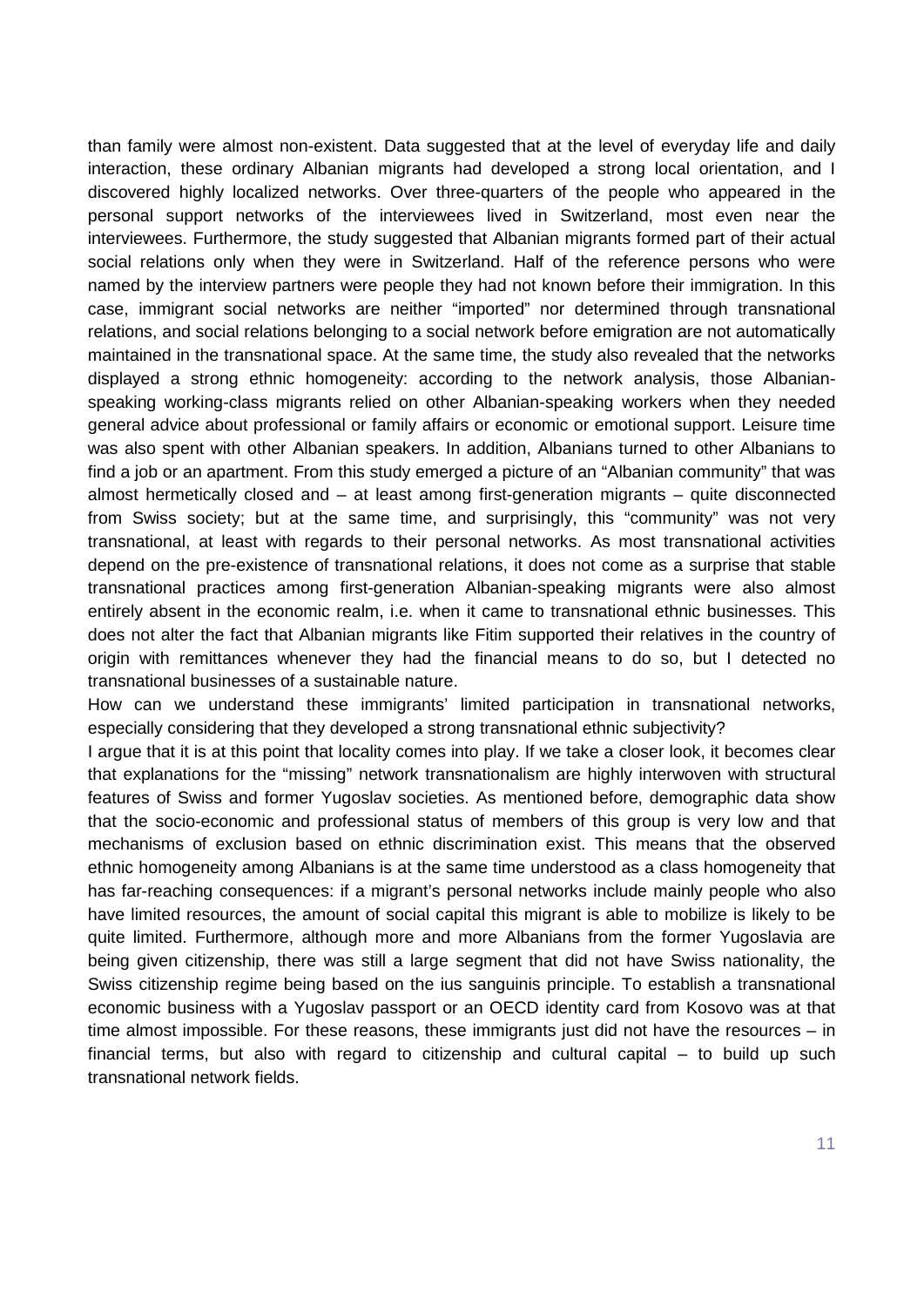than family were almost non-existent. Data suggested that at the level of everyday life and daily interaction, these ordinary Albanian migrants had developed a strong local orientation, and I discovered highly localized networks. Over three-quarters of the people who appeared in the personal support networks of the interviewees lived in Switzerland, most even near the interviewees. Furthermore, the study suggested that Albanian migrants formed part of their actual social relations only when they were in Switzerland. Half of the reference persons who were named by the interview partners were people they had not known before their immigration. In this case, immigrant social networks are neither "imported" nor determined through transnational relations, and social relations belonging to a social network before emigration are not automatically maintained in the transnational space. At the same time, the study also revealed that the networks displayed a strong ethnic homogeneity: according to the network analysis, those Albanian-speaking working-class migrants relied on other Albanian-speaking workers when they needed general advice about professional or family affairs or economic or emotional support. Leisure time was also spent with other Albanian speakers. In addition, Albanians turned to other Albanians to find a job or an apartment. From this study emerged a picture of an "Albanian community" that was almost hermetically closed and – at least among first-generation migrants – quite disconnected from Swiss society; but at the same time, and surprisingly, this "community" was not very transnational, at least with regards to their personal networks. As most transnational activities depend on the pre-existence of transnational relations, it does not come as a surprise that stable transnational practices among first-generation Albanian-speaking migrants were also almost entirely absent in the economic realm, i.e. when it came to transnational ethnic businesses. This does not alter the fact that Albanian migrants like Fitim supported their relatives in the country of origin with remittances whenever they had the financial means to do so, but I detected no transnational businesses of a sustainable nature.

How can we understand these immigrants' limited participation in transnational networks, especially considering that they developed a strong transnational ethnic subjectivity?

I argue that it is at this point that locality comes into play. If we take a closer look, it becomes clear that explanations for the "missing" network transnationalism are highly interwoven with structural features of Swiss and former Yugoslav societies. As mentioned before, demographic data show that the socio-economic and professional status of members of this group is very low and that mechanisms of exclusion based on ethnic discrimination exist. This means that the observed ethnic homogeneity among Albanians is at the same time understood as a class homogeneity that has far-reaching consequences: if a migrant's personal networks include mainly people who also have limited resources, the amount of social capital this migrant is able to mobilize is likely to be quite limited. Furthermore, although more and more Albanians from the former Yugoslavia are being given citizenship, there was still a large segment that did not have Swiss nationality, the Swiss citizenship regime being based on the ius sanguinis principle. To establish a transnational economic business with a Yugoslav passport or an OECD identity card from Kosovo was at that time almost impossible. For these reasons, these immigrants just did not have the resources – in financial terms, but also with regard to citizenship and cultural capital – to build up such transnational network fields.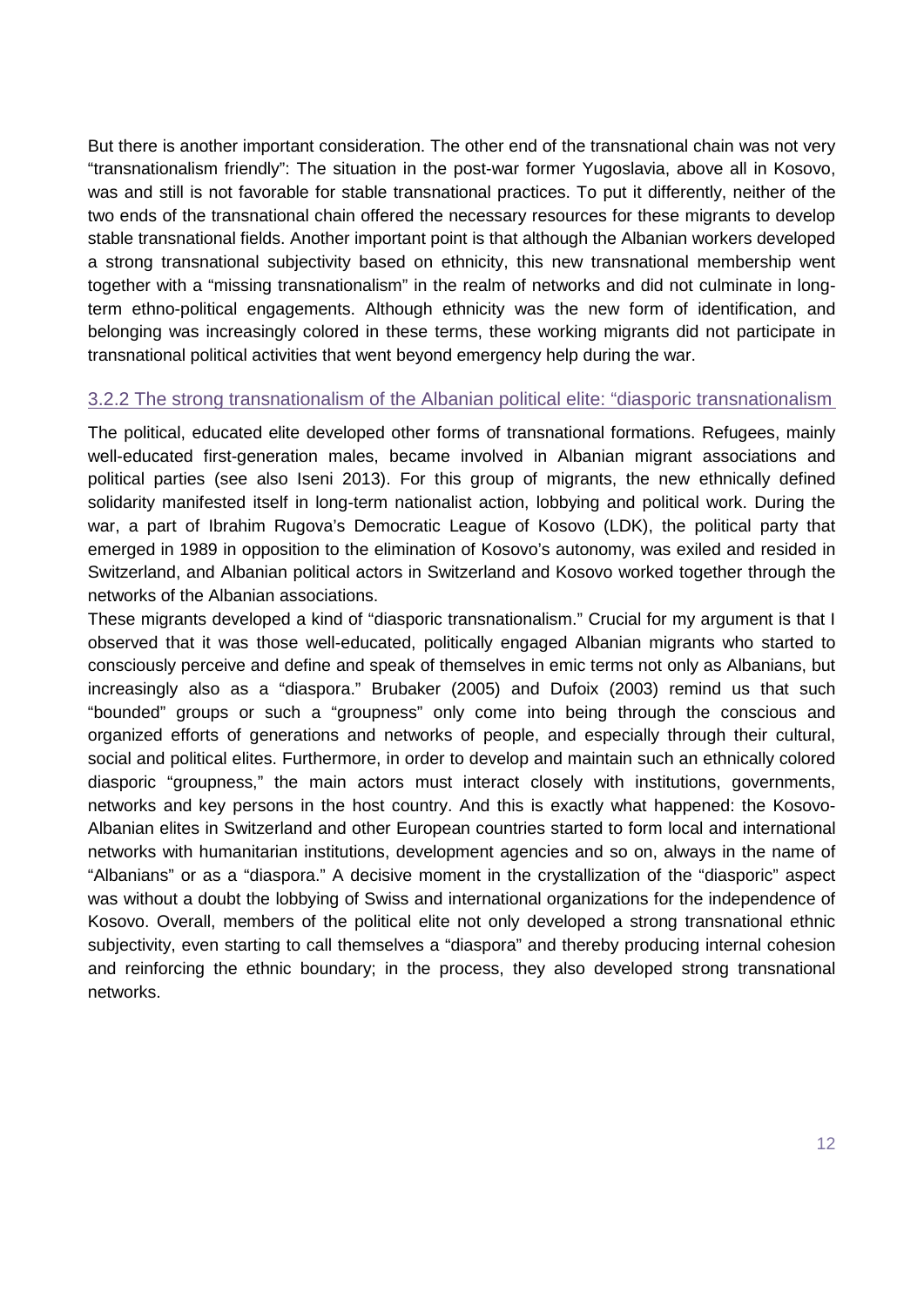But there is another important consideration. The other end of the transnational chain was not very "transnationalism friendly": The situation in the post-war former Yugoslavia, above all in Kosovo, was and still is not favorable for stable transnational practices. To put it differently, neither of the two ends of the transnational chain offered the necessary resources for these migrants to develop stable transnational fields. Another important point is that although the Albanian workers developed a strong transnational subjectivity based on ethnicity, this new transnational membership went together with a "missing transnationalism" in the realm of networks and did not culminate in long-term ethno-political engagements. Although ethnicity was the new form of identification, and belonging was increasingly colored in these terms, these working migrants did not participate in transnational political activities that went beyond emergency help during the war.

### 3.2.2 The strong transnationalism of the Albanian political elite: "diasporic transnationalism

The political, educated elite developed other forms of transnational formations. Refugees, mainly well-educated first-generation males, became involved in Albanian migrant associations and political parties (see also Iseni 2013). For this group of migrants, the new ethnically defined solidarity manifested itself in long-term nationalist action, lobbying and political work. During the war, a part of Ibrahim Rugova's Democratic League of Kosovo (LDK), the political party that emerged in 1989 in opposition to the elimination of Kosovo's autonomy, was exiled and resided in Switzerland, and Albanian political actors in Switzerland and Kosovo worked together through the networks of the Albanian associations.

These migrants developed a kind of "diasporic transnationalism." Crucial for my argument is that I observed that it was those well-educated, politically engaged Albanian migrants who started to consciously perceive and define and speak of themselves in emic terms not only as Albanians, but increasingly also as a "diaspora." Brubaker (2005) and Dufoix (2003) remind us that such "bounded" groups or such a "groupness" only come into being through the conscious and organized efforts of generations and networks of people, and especially through their cultural, social and political elites. Furthermore, in order to develop and maintain such an ethnically colored diasporic "groupness," the main actors must interact closely with institutions, governments, networks and key persons in the host country. And this is exactly what happened: the Kosovo-Albanian elites in Switzerland and other European countries started to form local and international networks with humanitarian institutions, development agencies and so on, always in the name of "Albanians" or as a "diaspora." A decisive moment in the crystallization of the "diasporic" aspect was without a doubt the lobbying of Swiss and international organizations for the independence of Kosovo. Overall, members of the political elite not only developed a strong transnational ethnic subjectivity, even starting to call themselves a "diaspora" and thereby producing internal cohesion and reinforcing the ethnic boundary; in the process, they also developed strong transnational networks.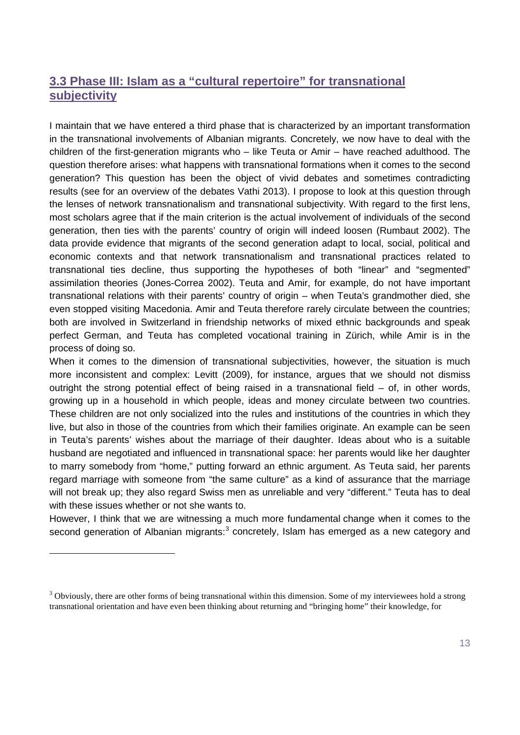## 3.3 Phase III: Islam as a "cultural repertoire" for transnational subjectivity

I maintain that we have entered a third phase that is characterized by an important transformation in the transnational involvements of Albanian migrants. Concretely, we now have to deal with the children of the first-generation migrants who – like Teuta or Amir – have reached adulthood. The question therefore arises: what happens with transnational formations when it comes to the second generation? This question has been the object of vivid debates and sometimes contradicting results (see for an overview of the debates Vathi 2013). I propose to look at this question through the lenses of network transnationalism and transnational subjectivity. With regard to the first lens, most scholars agree that if the main criterion is the actual involvement of individuals of the second generation, then ties with the parents' country of origin will indeed loosen (Rumbaut 2002). The data provide evidence that migrants of the second generation adapt to local, social, political and economic contexts and that network transnationalism and transnational practices related to transnational ties decline, thus supporting the hypotheses of both "linear" and "segmented" assimilation theories (Jones-Correa 2002). Teuta and Amir, for example, do not have important transnational relations with their parents' country of origin – when Teuta's grandmother died, she even stopped visiting Macedonia. Amir and Teuta therefore rarely circulate between the countries; both are involved in Switzerland in friendship networks of mixed ethnic backgrounds and speak perfect German, and Teuta has completed vocational training in Zürich, while Amir is in the process of doing so.

When it comes to the dimension of transnational subjectivities, however, the situation is much more inconsistent and complex: Levitt (2009), for instance, argues that we should not dismiss outright the strong potential effect of being raised in a transnational field – of, in other words, growing up in a household in which people, ideas and money circulate between two countries. These children are not only socialized into the rules and institutions of the countries in which they live, but also in those of the countries from which their families originate. An example can be seen in Teuta's parents' wishes about the marriage of their daughter. Ideas about who is a suitable husband are negotiated and influenced in transnational space: her parents would like her daughter to marry somebody from "home," putting forward an ethnic argument. As Teuta said, her parents regard marriage with someone from "the same culture" as a kind of assurance that the marriage will not break up; they also regard Swiss men as unreliable and very "different." Teuta has to deal with these issues whether or not she wants to.

However, I think that we are witnessing a much more fundamental change when it comes to the second generation of Albanian migrants:[3] concretely, Islam has emerged as a new category and

[3] Obviously, there are other forms of being transnational within this dimension. Some of my interviewees hold a strong transnational orientation and have even been thinking about returning and "bringing home" their knowledge, for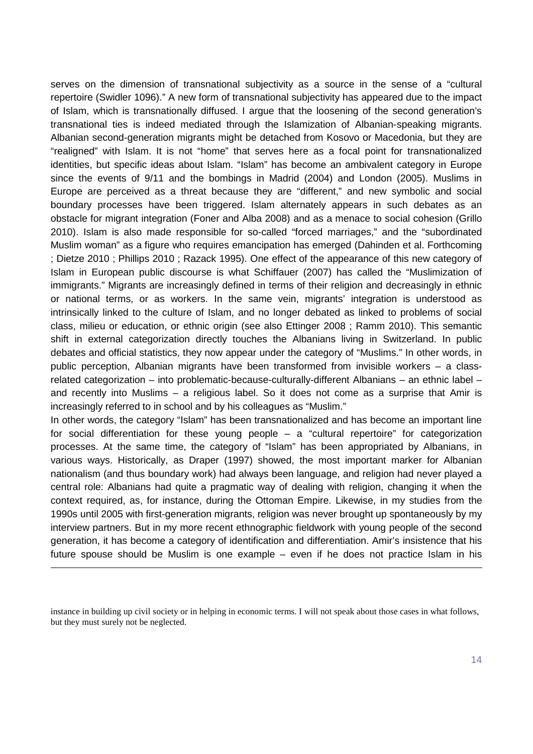serves on the dimension of transnational subjectivity as a source in the sense of a "cultural repertoire (Swidler 1096)." A new form of transnational subjectivity has appeared due to the impact of Islam, which is transnationally diffused. I argue that the loosening of the second generation's transnational ties is indeed mediated through the Islamization of Albanian-speaking migrants. Albanian second-generation migrants might be detached from Kosovo or Macedonia, but they are "realigned" with Islam. It is not "home" that serves here as a focal point for transnationalized identities, but specific ideas about Islam. "Islam" has become an ambivalent category in Europe since the events of 9/11 and the bombings in Madrid (2004) and London (2005). Muslims in Europe are perceived as a threat because they are "different," and new symbolic and social boundary processes have been triggered. Islam alternately appears in such debates as an obstacle for migrant integration (Foner and Alba 2008) and as a menace to social cohesion (Grillo 2010). Islam is also made responsible for so-called "forced marriages," and the "subordinated Muslim woman" as a figure who requires emancipation has emerged (Dahinden et al. Forthcoming ; Dietze 2010 ; Phillips 2010 ; Razack 1995). One effect of the appearance of this new category of Islam in European public discourse is what Schiffauer (2007) has called the "Muslimization of immigrants." Migrants are increasingly defined in terms of their religion and decreasingly in ethnic or national terms, or as workers. In the same vein, migrants' integration is understood as intrinsically linked to the culture of Islam, and no longer debated as linked to problems of social class, milieu or education, or ethnic origin (see also Ettinger 2008 ; Ramm 2010). This semantic shift in external categorization directly touches the Albanians living in Switzerland. In public debates and official statistics, they now appear under the category of "Muslims." In other words, in public perception, Albanian migrants have been transformed from invisible workers – a class-related categorization – into problematic-because-culturally-different Albanians – an ethnic label – and recently into Muslims – a religious label. So it does not come as a surprise that Amir is increasingly referred to in school and by his colleagues as "Muslim."

In other words, the category "Islam" has been transnationalized and has become an important line for social differentiation for these young people – a "cultural repertoire" for categorization processes. At the same time, the category of "Islam" has been appropriated by Albanians, in various ways. Historically, as Draper (1997) showed, the most important marker for Albanian nationalism (and thus boundary work) had always been language, and religion had never played a central role: Albanians had quite a pragmatic way of dealing with religion, changing it when the context required, as, for instance, during the Ottoman Empire. Likewise, in my studies from the 1990s until 2005 with first-generation migrants, religion was never brought up spontaneously by my interview partners. But in my more recent ethnographic fieldwork with young people of the second generation, it has become a category of identification and differentiation. Amir's insistence that his future spouse should be Muslim is one example – even if he does not practice Islam in his

---

instance in building up civil society or in helping in economic terms. I will not speak about those cases in what follows, but they must surely not be neglected.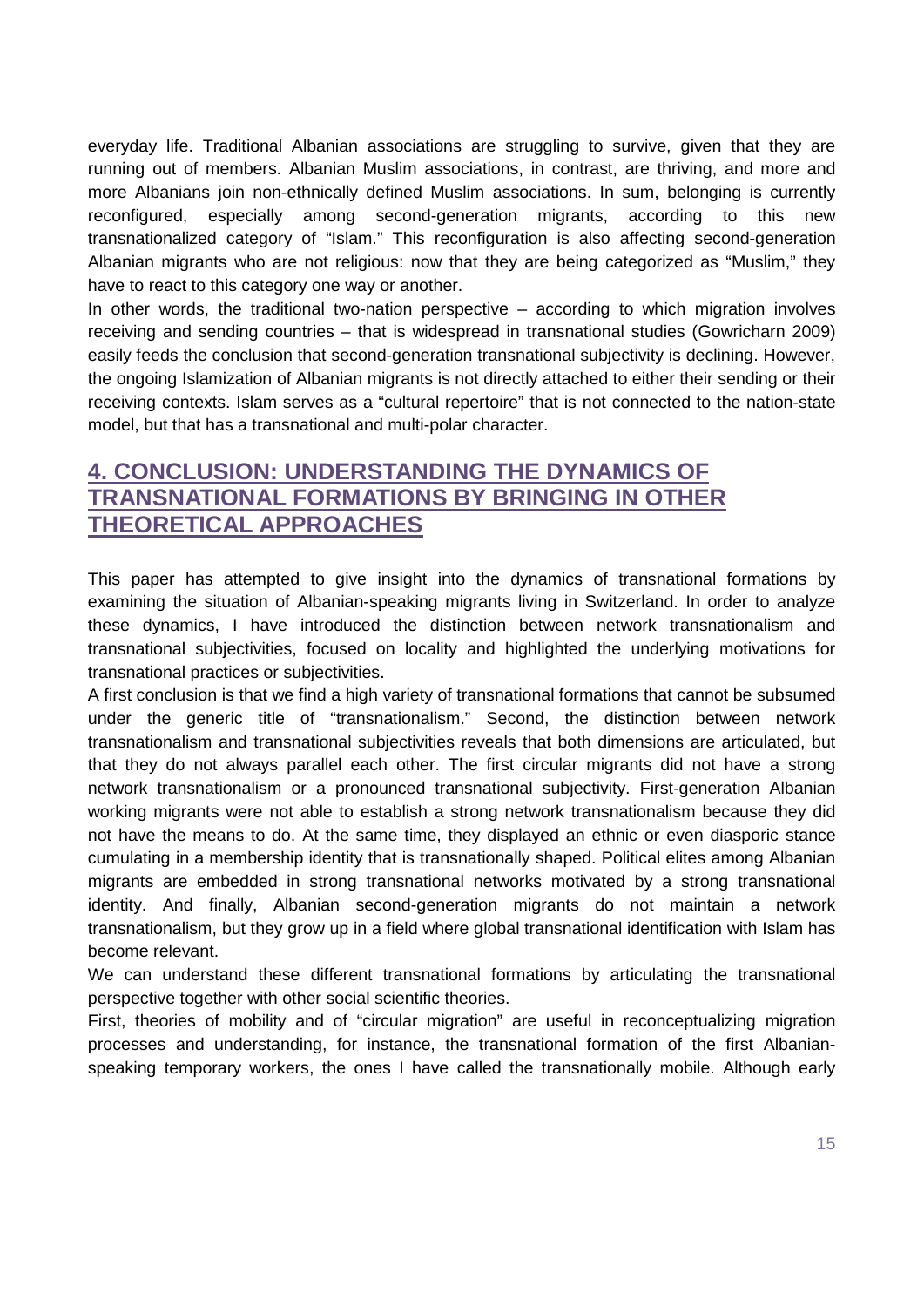everyday life. Traditional Albanian associations are struggling to survive, given that they are running out of members. Albanian Muslim associations, in contrast, are thriving, and more and more Albanians join non-ethnically defined Muslim associations. In sum, belonging is currently reconfigured, especially among second-generation migrants, according to this new transnationalized category of "Islam." This reconfiguration is also affecting second-generation Albanian migrants who are not religious: now that they are being categorized as "Muslim," they have to react to this category one way or another.

In other words, the traditional two-nation perspective – according to which migration involves receiving and sending countries – that is widespread in transnational studies (Gowricharn 2009) easily feeds the conclusion that second-generation transnational subjectivity is declining. However, the ongoing Islamization of Albanian migrants is not directly attached to either their sending or their receiving contexts. Islam serves as a "cultural repertoire" that is not connected to the nation-state model, but that has a transnational and multi-polar character.

## 4. CONCLUSION: UNDERSTANDING THE DYNAMICS OF TRANSNATIONAL FORMATIONS BY BRINGING IN OTHER THEORETICAL APPROACHES

This paper has attempted to give insight into the dynamics of transnational formations by examining the situation of Albanian-speaking migrants living in Switzerland. In order to analyze these dynamics, I have introduced the distinction between network transnationalism and transnational subjectivities, focused on locality and highlighted the underlying motivations for transnational practices or subjectivities.

A first conclusion is that we find a high variety of transnational formations that cannot be subsumed under the generic title of "transnationalism." Second, the distinction between network transnationalism and transnational subjectivities reveals that both dimensions are articulated, but that they do not always parallel each other. The first circular migrants did not have a strong network transnationalism or a pronounced transnational subjectivity. First-generation Albanian working migrants were not able to establish a strong network transnationalism because they did not have the means to do. At the same time, they displayed an ethnic or even diasporic stance cumulating in a membership identity that is transnationally shaped. Political elites among Albanian migrants are embedded in strong transnational networks motivated by a strong transnational identity. And finally, Albanian second-generation migrants do not maintain a network transnationalism, but they grow up in a field where global transnational identification with Islam has become relevant.

We can understand these different transnational formations by articulating the transnational perspective together with other social scientific theories.

First, theories of mobility and of "circular migration" are useful in reconceptualizing migration processes and understanding, for instance, the transnational formation of the first Albanian-speaking temporary workers, the ones I have called the transnationally mobile. Although early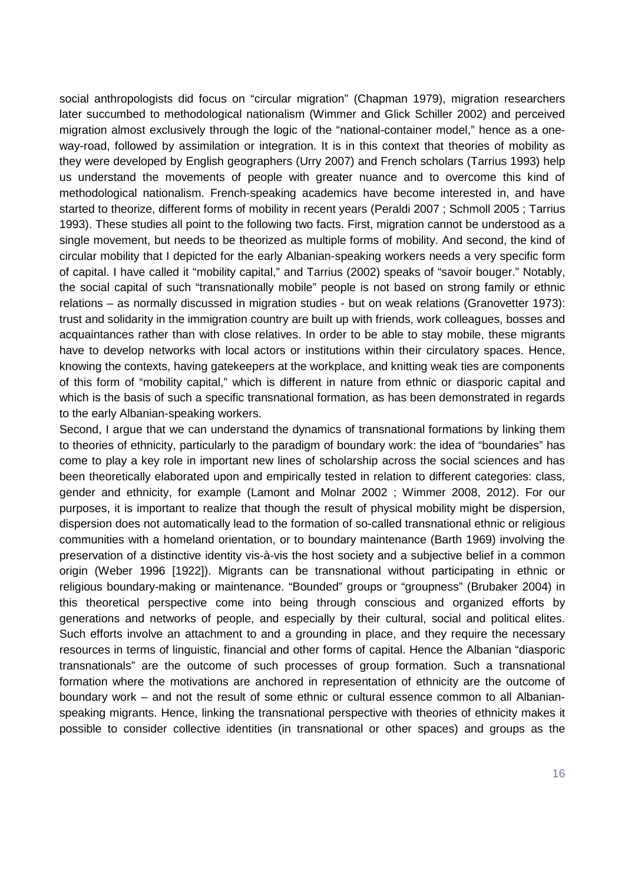social anthropologists did focus on "circular migration" (Chapman 1979), migration researchers later succumbed to methodological nationalism (Wimmer and Glick Schiller 2002) and perceived migration almost exclusively through the logic of the "national-container model," hence as a one-way-road, followed by assimilation or integration. It is in this context that theories of mobility as they were developed by English geographers (Urry 2007) and French scholars (Tarrius 1993) help us understand the movements of people with greater nuance and to overcome this kind of methodological nationalism. French-speaking academics have become interested in, and have started to theorize, different forms of mobility in recent years (Peraldi 2007 ; Schmoll 2005 ; Tarrius 1993). These studies all point to the following two facts. First, migration cannot be understood as a single movement, but needs to be theorized as multiple forms of mobility. And second, the kind of circular mobility that I depicted for the early Albanian-speaking workers needs a very specific form of capital. I have called it "mobility capital," and Tarrius (2002) speaks of "savoir bouger." Notably, the social capital of such "transnationally mobile" people is not based on strong family or ethnic relations – as normally discussed in migration studies - but on weak relations (Granovetter 1973): trust and solidarity in the immigration country are built up with friends, work colleagues, bosses and acquaintances rather than with close relatives. In order to be able to stay mobile, these migrants have to develop networks with local actors or institutions within their circulatory spaces. Hence, knowing the contexts, having gatekeepers at the workplace, and knitting weak ties are components of this form of "mobility capital," which is different in nature from ethnic or diasporic capital and which is the basis of such a specific transnational formation, as has been demonstrated in regards to the early Albanian-speaking workers.

Second, I argue that we can understand the dynamics of transnational formations by linking them to theories of ethnicity, particularly to the paradigm of boundary work: the idea of "boundaries" has come to play a key role in important new lines of scholarship across the social sciences and has been theoretically elaborated upon and empirically tested in relation to different categories: class, gender and ethnicity, for example (Lamont and Molnar 2002 ; Wimmer 2008, 2012). For our purposes, it is important to realize that though the result of physical mobility might be dispersion, dispersion does not automatically lead to the formation of so-called transnational ethnic or religious communities with a homeland orientation, or to boundary maintenance (Barth 1969) involving the preservation of a distinctive identity vis-à-vis the host society and a subjective belief in a common origin (Weber 1996 [1922]). Migrants can be transnational without participating in ethnic or religious boundary-making or maintenance. "Bounded" groups or "groupness" (Brubaker 2004) in this theoretical perspective come into being through conscious and organized efforts by generations and networks of people, and especially by their cultural, social and political elites. Such efforts involve an attachment to and a grounding in place, and they require the necessary resources in terms of linguistic, financial and other forms of capital. Hence the Albanian "diasporic transnationals" are the outcome of such processes of group formation. Such a transnational formation where the motivations are anchored in representation of ethnicity are the outcome of boundary work – and not the result of some ethnic or cultural essence common to all Albanian-speaking migrants. Hence, linking the transnational perspective with theories of ethnicity makes it possible to consider collective identities (in transnational or other spaces) and groups as the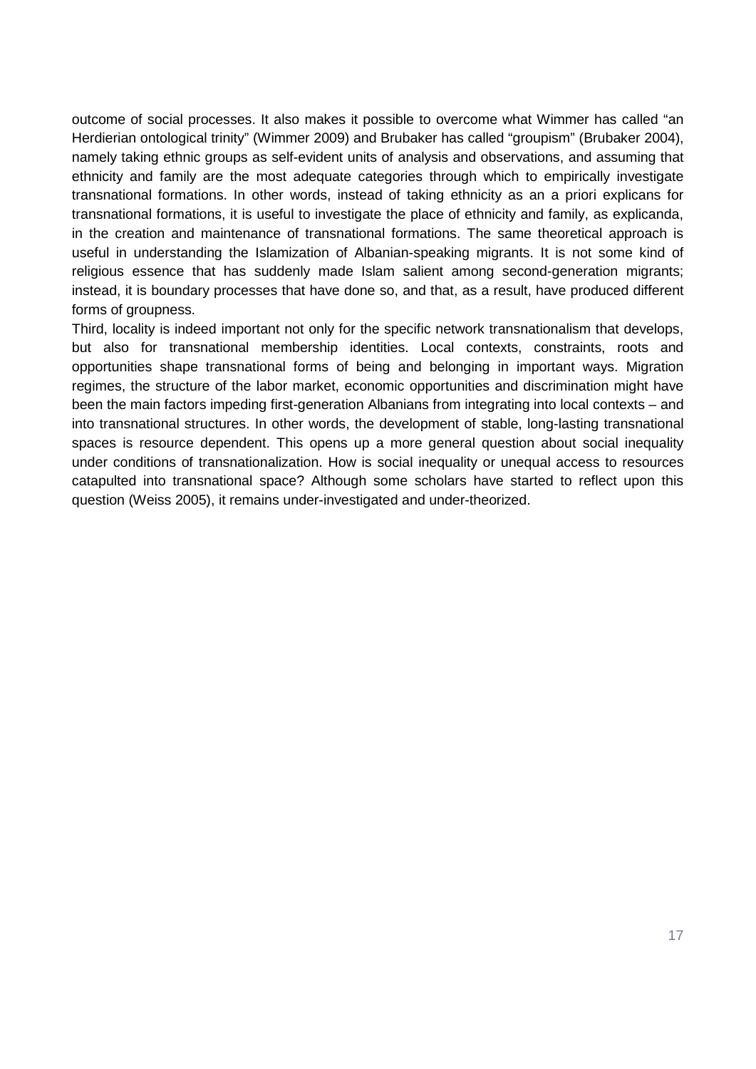outcome of social processes. It also makes it possible to overcome what Wimmer has called "an Herdierian ontological trinity" (Wimmer 2009) and Brubaker has called "groupism" (Brubaker 2004), namely taking ethnic groups as self-evident units of analysis and observations, and assuming that ethnicity and family are the most adequate categories through which to empirically investigate transnational formations. In other words, instead of taking ethnicity as an a priori explicans for transnational formations, it is useful to investigate the place of ethnicity and family, as explicanda, in the creation and maintenance of transnational formations. The same theoretical approach is useful in understanding the Islamization of Albanian-speaking migrants. It is not some kind of religious essence that has suddenly made Islam salient among second-generation migrants; instead, it is boundary processes that have done so, and that, as a result, have produced different forms of groupness.

Third, locality is indeed important not only for the specific network transnationalism that develops, but also for transnational membership identities. Local contexts, constraints, roots and opportunities shape transnational forms of being and belonging in important ways. Migration regimes, the structure of the labor market, economic opportunities and discrimination might have been the main factors impeding first-generation Albanians from integrating into local contexts – and into transnational structures. In other words, the development of stable, long-lasting transnational spaces is resource dependent. This opens up a more general question about social inequality under conditions of transnationalization. How is social inequality or unequal access to resources catapulted into transnational space? Although some scholars have started to reflect upon this question (Weiss 2005), it remains under-investigated and under-theorized.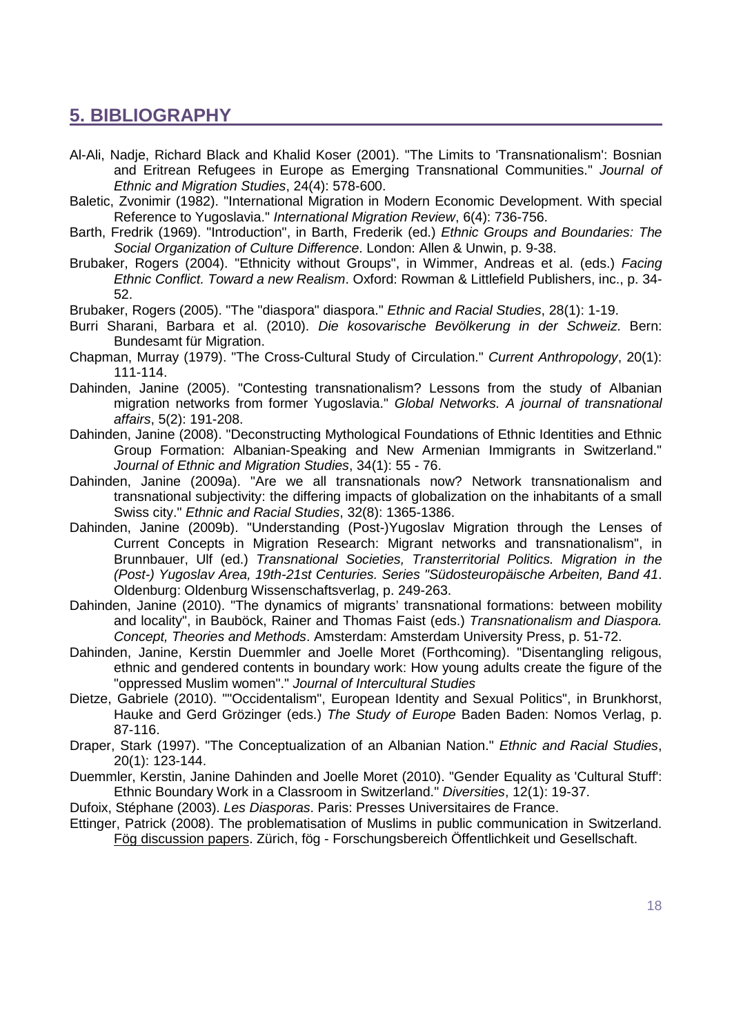## 5. BIBLIOGRAPHY

Al-Ali, Nadje, Richard Black and Khalid Koser (2001). "The Limits to 'Transnationalism': Bosnian and Eritrean Refugees in Europe as Emerging Transnational Communities." *Journal of Ethnic and Migration Studies*, 24(4): 578-600.

Baletic, Zvonimir (1982). "International Migration in Modern Economic Development. With special Reference to Yugoslavia." *International Migration Review*, 6(4): 736-756.

Barth, Fredrik (1969). "Introduction", in Barth, Frederik (ed.) *Ethnic Groups and Boundaries: The Social Organization of Culture Difference*. London: Allen & Unwin, p. 9-38.

Brubaker, Rogers (2004). "Ethnicity without Groups", in Wimmer, Andreas et al. (eds.) *Facing Ethnic Conflict. Toward a new Realism*. Oxford: Rowman & Littlefield Publishers, inc., p. 34-52.

Brubaker, Rogers (2005). "The "diaspora" diaspora." *Ethnic and Racial Studies*, 28(1): 1-19.

Burri Sharani, Barbara et al. (2010). *Die kosovarische Bevölkerung in der Schweiz*. Bern: Bundesamt für Migration.

Chapman, Murray (1979). "The Cross-Cultural Study of Circulation." *Current Anthropology*, 20(1): 111-114.

Dahinden, Janine (2005). "Contesting transnationalism? Lessons from the study of Albanian migration networks from former Yugoslavia." *Global Networks. A journal of transnational affairs*, 5(2): 191-208.

Dahinden, Janine (2008). "Deconstructing Mythological Foundations of Ethnic Identities and Ethnic Group Formation: Albanian-Speaking and New Armenian Immigrants in Switzerland." *Journal of Ethnic and Migration Studies*, 34(1): 55 - 76.

Dahinden, Janine (2009a). "Are we all transnationals now? Network transnationalism and transnational subjectivity: the differing impacts of globalization on the inhabitants of a small Swiss city." *Ethnic and Racial Studies*, 32(8): 1365-1386.

Dahinden, Janine (2009b). "Understanding (Post-)Yugoslav Migration through the Lenses of Current Concepts in Migration Research: Migrant networks and transnationalism", in Brunnbauer, Ulf (ed.) *Transnational Societies, Transterritorial Politics. Migration in the (Post-) Yugoslav Area, 19th-21st Centuries. Series "Südosteuropäische Arbeiten, Band 41*. Oldenburg: Oldenburg Wissenschaftsverlag, p. 249-263.

Dahinden, Janine (2010). "The dynamics of migrants' transnational formations: between mobility and locality", in Bauböck, Rainer and Thomas Faist (eds.) *Transnationalism and Diaspora. Concept, Theories and Methods*. Amsterdam: Amsterdam University Press, p. 51-72.

Dahinden, Janine, Kerstin Duemmler and Joelle Moret (Forthcoming). "Disentangling religous, ethnic and gendered contents in boundary work: How young adults create the figure of the "oppressed Muslim women"." *Journal of Intercultural Studies*

Dietze, Gabriele (2010). ""Occidentalism", European Identity and Sexual Politics", in Brunkhorst, Hauke and Gerd Grözinger (eds.) *The Study of Europe* Baden Baden: Nomos Verlag, p. 87-116.

Draper, Stark (1997). "The Conceptualization of an Albanian Nation." *Ethnic and Racial Studies*, 20(1): 123-144.

Duemmler, Kerstin, Janine Dahinden and Joelle Moret (2010). "Gender Equality as 'Cultural Stuff': Ethnic Boundary Work in a Classroom in Switzerland." *Diversities*, 12(1): 19-37.

Dufoix, Stéphane (2003). *Les Diasporas*. Paris: Presses Universitaires de France.

Ettinger, Patrick (2008). The problematisation of Muslims in public communication in Switzerland. Fög discussion papers. Zürich, fög - Forschungsbereich Öffentlichkeit und Gesellschaft.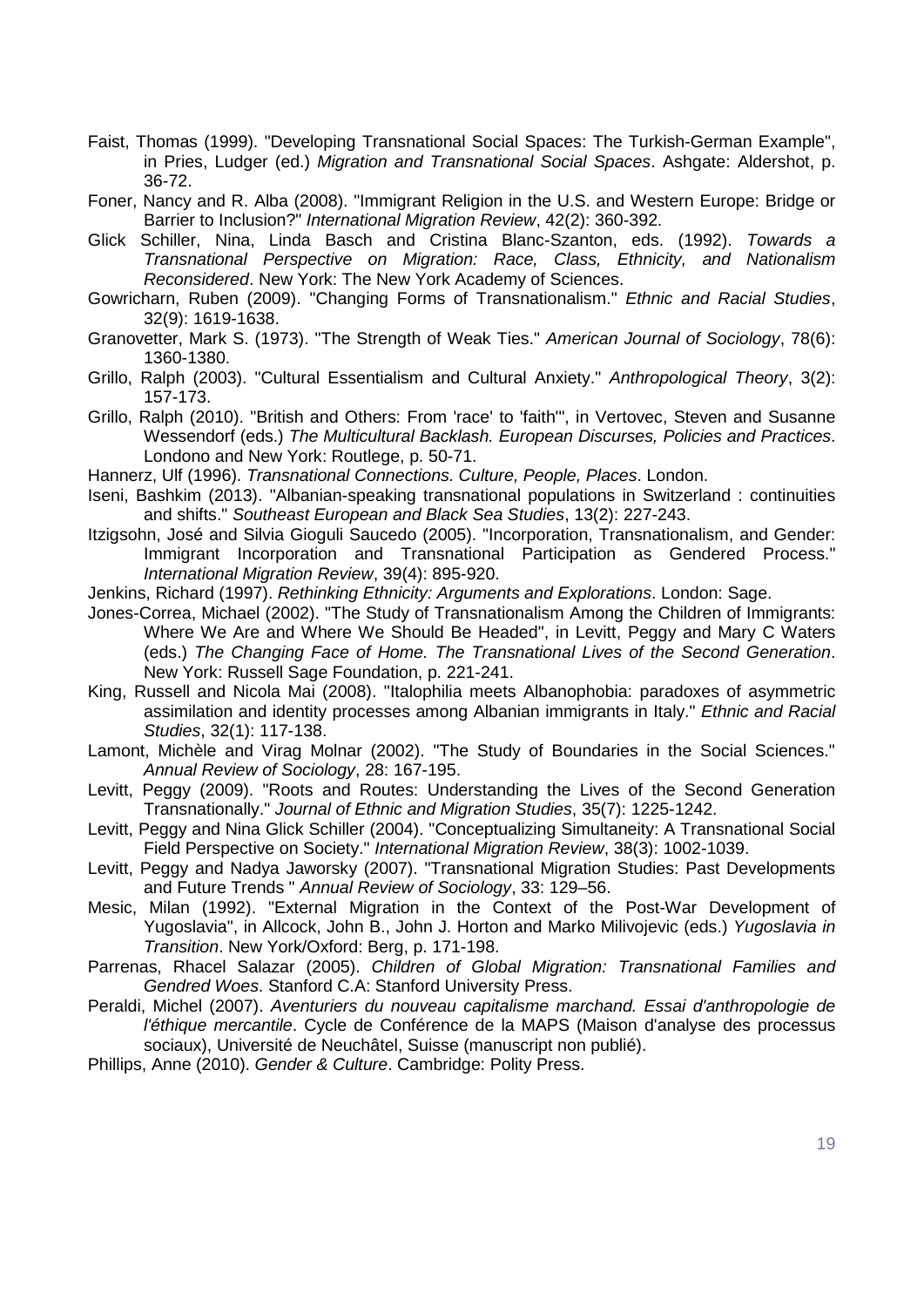Faist, Thomas (1999). "Developing Transnational Social Spaces: The Turkish-German Example", in Pries, Ludger (ed.) *Migration and Transnational Social Spaces*. Ashgate: Aldershot, p. 36-72.

Foner, Nancy and R. Alba (2008). "Immigrant Religion in the U.S. and Western Europe: Bridge or Barrier to Inclusion?" *International Migration Review*, 42(2): 360-392.

Glick Schiller, Nina, Linda Basch and Cristina Blanc-Szanton, eds. (1992). *Towards a Transnational Perspective on Migration: Race, Class, Ethnicity, and Nationalism Reconsidered*. New York: The New York Academy of Sciences.

Gowricharn, Ruben (2009). "Changing Forms of Transnationalism." *Ethnic and Racial Studies*, 32(9): 1619-1638.

Granovetter, Mark S. (1973). "The Strength of Weak Ties." *American Journal of Sociology*, 78(6): 1360-1380.

Grillo, Ralph (2003). "Cultural Essentialism and Cultural Anxiety." *Anthropological Theory*, 3(2): 157-173.

Grillo, Ralph (2010). "British and Others: From 'race' to 'faith'", in Vertovec, Steven and Susanne Wessendorf (eds.) *The Multicultural Backlash. European Discurses, Policies and Practices*. Londono and New York: Routlege, p. 50-71.

Hannerz, Ulf (1996). *Transnational Connections. Culture, People, Places*. London.

Iseni, Bashkim (2013). "Albanian-speaking transnational populations in Switzerland : continuities and shifts." *Southeast European and Black Sea Studies*, 13(2): 227-243.

Itzigsohn, José and Silvia Gioguli Saucedo (2005). "Incorporation, Transnationalism, and Gender: Immigrant Incorporation and Transnational Participation as Gendered Process." *International Migration Review*, 39(4): 895-920.

Jenkins, Richard (1997). *Rethinking Ethnicity: Arguments and Explorations*. London: Sage.

Jones-Correa, Michael (2002). "The Study of Transnationalism Among the Children of Immigrants: Where We Are and Where We Should Be Headed", in Levitt, Peggy and Mary C Waters (eds.) *The Changing Face of Home. The Transnational Lives of the Second Generation*. New York: Russell Sage Foundation, p. 221-241.

King, Russell and Nicola Mai (2008). "Italophilia meets Albanophobia: paradoxes of asymmetric assimilation and identity processes among Albanian immigrants in Italy." *Ethnic and Racial Studies*, 32(1): 117-138.

Lamont, Michèle and Virag Molnar (2002). "The Study of Boundaries in the Social Sciences." *Annual Review of Sociology*, 28: 167-195.

Levitt, Peggy (2009). "Roots and Routes: Understanding the Lives of the Second Generation Transnationally." *Journal of Ethnic and Migration Studies*, 35(7): 1225-1242.

Levitt, Peggy and Nina Glick Schiller (2004). "Conceptualizing Simultaneity: A Transnational Social Field Perspective on Society." *International Migration Review*, 38(3): 1002-1039.

Levitt, Peggy and Nadya Jaworsky (2007). "Transnational Migration Studies: Past Developments and Future Trends " *Annual Review of Sociology*, 33: 129–56.

Mesic, Milan (1992). "External Migration in the Context of the Post-War Development of Yugoslavia", in Allcock, John B., John J. Horton and Marko Milivojevic (eds.) *Yugoslavia in Transition*. New York/Oxford: Berg, p. 171-198.

Parrenas, Rhacel Salazar (2005). *Children of Global Migration: Transnational Families and Gendred Woes*. Stanford C.A: Stanford University Press.

Peraldi, Michel (2007). *Aventuriers du nouveau capitalisme marchand. Essai d'anthropologie de l'éthique mercantile*. Cycle de Conférence de la MAPS (Maison d'analyse des processus sociaux), Université de Neuchâtel, Suisse (manuscript non publié).

Phillips, Anne (2010). *Gender & Culture*. Cambridge: Polity Press.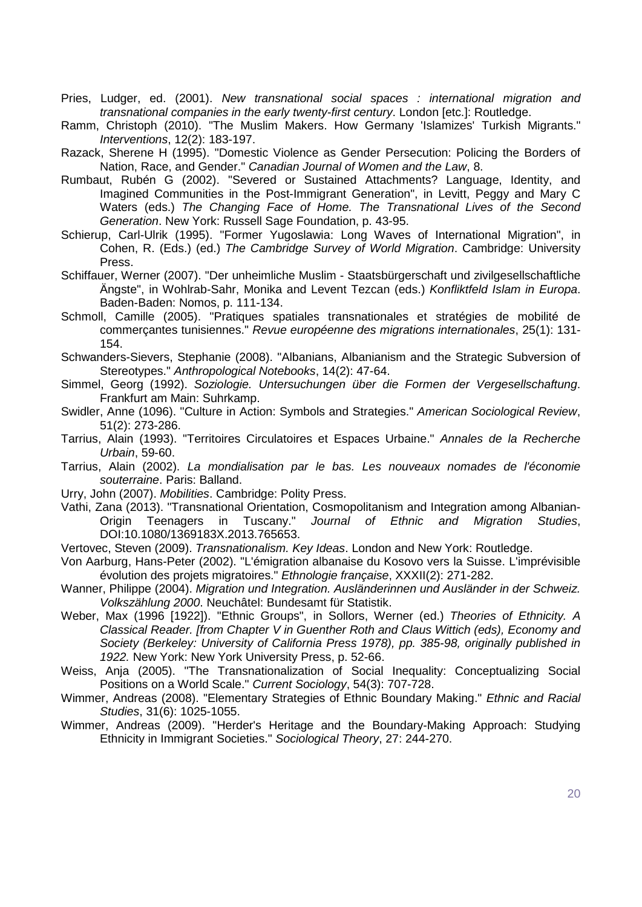Pries, Ludger, ed. (2001). *New transnational social spaces : international migration and transnational companies in the early twenty-first century*. London [etc.]: Routledge.

Ramm, Christoph (2010). "The Muslim Makers. How Germany 'Islamizes' Turkish Migrants." *Interventions*, 12(2): 183-197.

Razack, Sherene H (1995). "Domestic Violence as Gender Persecution: Policing the Borders of Nation, Race, and Gender." *Canadian Journal of Women and the Law*, 8.

Rumbaut, Rubén G (2002). "Severed or Sustained Attachments? Language, Identity, and Imagined Communities in the Post-Immigrant Generation", in Levitt, Peggy and Mary C Waters (eds.) *The Changing Face of Home. The Transnational Lives of the Second Generation*. New York: Russell Sage Foundation, p. 43-95.

Schierup, Carl-Ulrik (1995). "Former Yugoslawia: Long Waves of International Migration", in Cohen, R. (Eds.) (ed.) *The Cambridge Survey of World Migration*. Cambridge: University Press.

Schiffauer, Werner (2007). "Der unheimliche Muslim - Staatsbürgerschaft und zivilgesellschaftliche Ängste", in Wohlrab-Sahr, Monika and Levent Tezcan (eds.) *Konfliktfeld Islam in Europa*. Baden-Baden: Nomos, p. 111-134.

Schmoll, Camille (2005). "Pratiques spatiales transnationales et stratégies de mobilité de commerçantes tunisiennes." *Revue européenne des migrations internationales*, 25(1): 131-154.

Schwanders-Sievers, Stephanie (2008). "Albanians, Albanianism and the Strategic Subversion of Stereotypes." *Anthropological Notebooks*, 14(2): 47-64.

Simmel, Georg (1992). *Soziologie. Untersuchungen über die Formen der Vergesellschaftung*. Frankfurt am Main: Suhrkamp.

Swidler, Anne (1096). "Culture in Action: Symbols and Strategies." *American Sociological Review*, 51(2): 273-286.

Tarrius, Alain (1993). "Territoires Circulatoires et Espaces Urbaine." *Annales de la Recherche Urbain*, 59-60.

Tarrius, Alain (2002). *La mondialisation par le bas. Les nouveaux nomades de l'économie souterraine*. Paris: Balland.

Urry, John (2007). *Mobilities*. Cambridge: Polity Press.

Vathi, Zana (2013). "Transnational Orientation, Cosmopolitanism and Integration among Albanian-Origin Teenagers in Tuscany." *Journal of Ethnic and Migration Studies*, DOI:10.1080/1369183X.2013.765653.

Vertovec, Steven (2009). *Transnationalism. Key Ideas*. London and New York: Routledge.

Von Aarburg, Hans-Peter (2002). "L'émigration albanaise du Kosovo vers la Suisse. L'imprévisible évolution des projets migratoires." *Ethnologie française*, XXXII(2): 271-282.

Wanner, Philippe (2004). *Migration und Integration. Ausländerinnen und Ausländer in der Schweiz. Volkszählung 2000*. Neuchâtel: Bundesamt für Statistik.

Weber, Max (1996 [1922]). "Ethnic Groups", in Sollors, Werner (ed.) *Theories of Ethnicity. A Classical Reader. [from Chapter V in Guenther Roth and Claus Wittich (eds), Economy and Society (Berkeley: University of California Press 1978), pp. 385-98, originally published in 1922.* New York: New York University Press, p. 52-66.

Weiss, Anja (2005). "The Transnationalization of Social Inequality: Conceptualizing Social Positions on a World Scale." *Current Sociology*, 54(3): 707-728.

Wimmer, Andreas (2008). "Elementary Strategies of Ethnic Boundary Making." *Ethnic and Racial Studies*, 31(6): 1025-1055.

Wimmer, Andreas (2009). "Herder's Heritage and the Boundary-Making Approach: Studying Ethnicity in Immigrant Societies." *Sociological Theory*, 27: 244-270.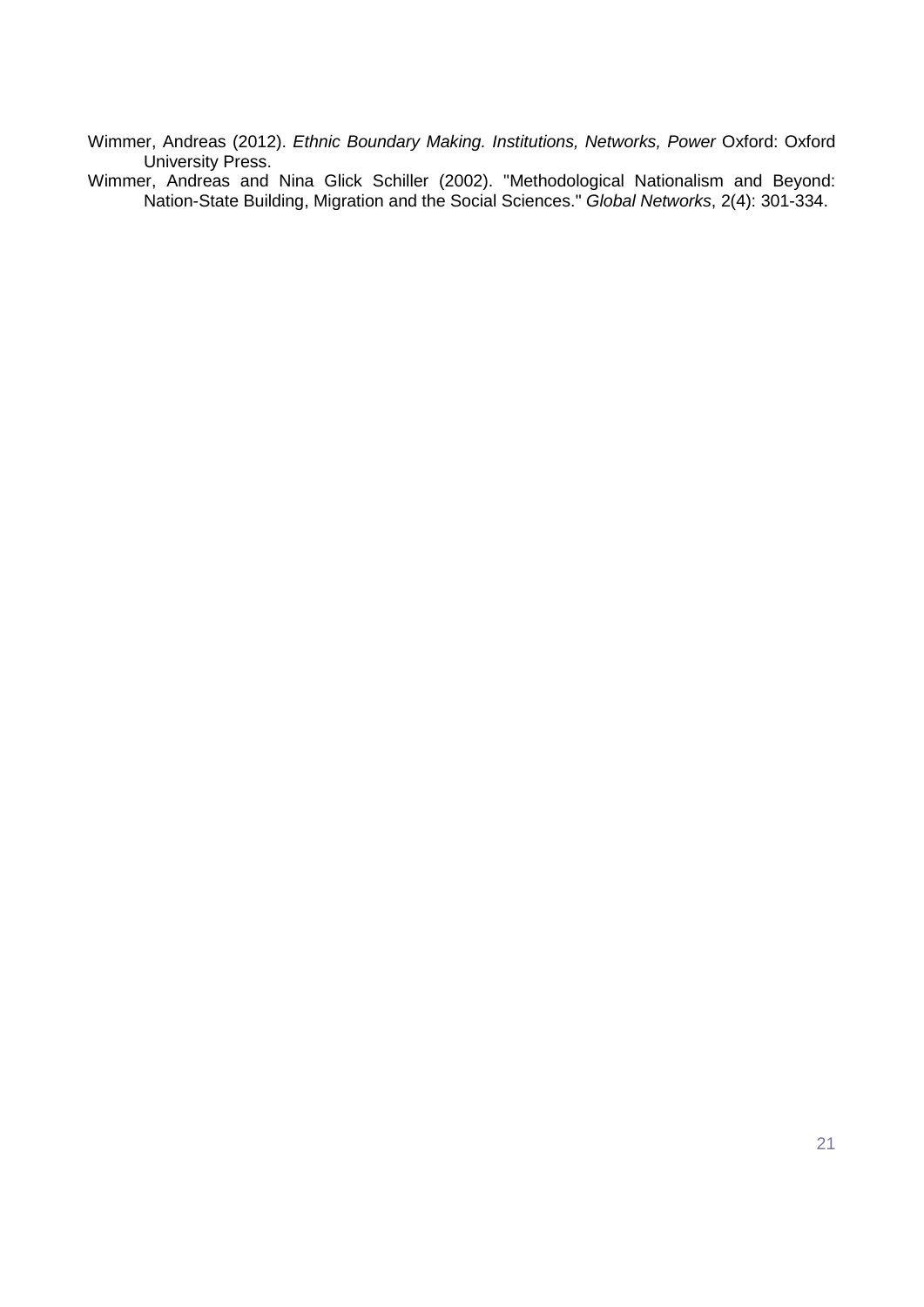Wimmer, Andreas (2012). *Ethnic Boundary Making. Institutions, Networks, Power* Oxford: Oxford University Press.

Wimmer, Andreas and Nina Glick Schiller (2002). "Methodological Nationalism and Beyond: Nation-State Building, Migration and the Social Sciences." *Global Networks*, 2(4): 301-334.